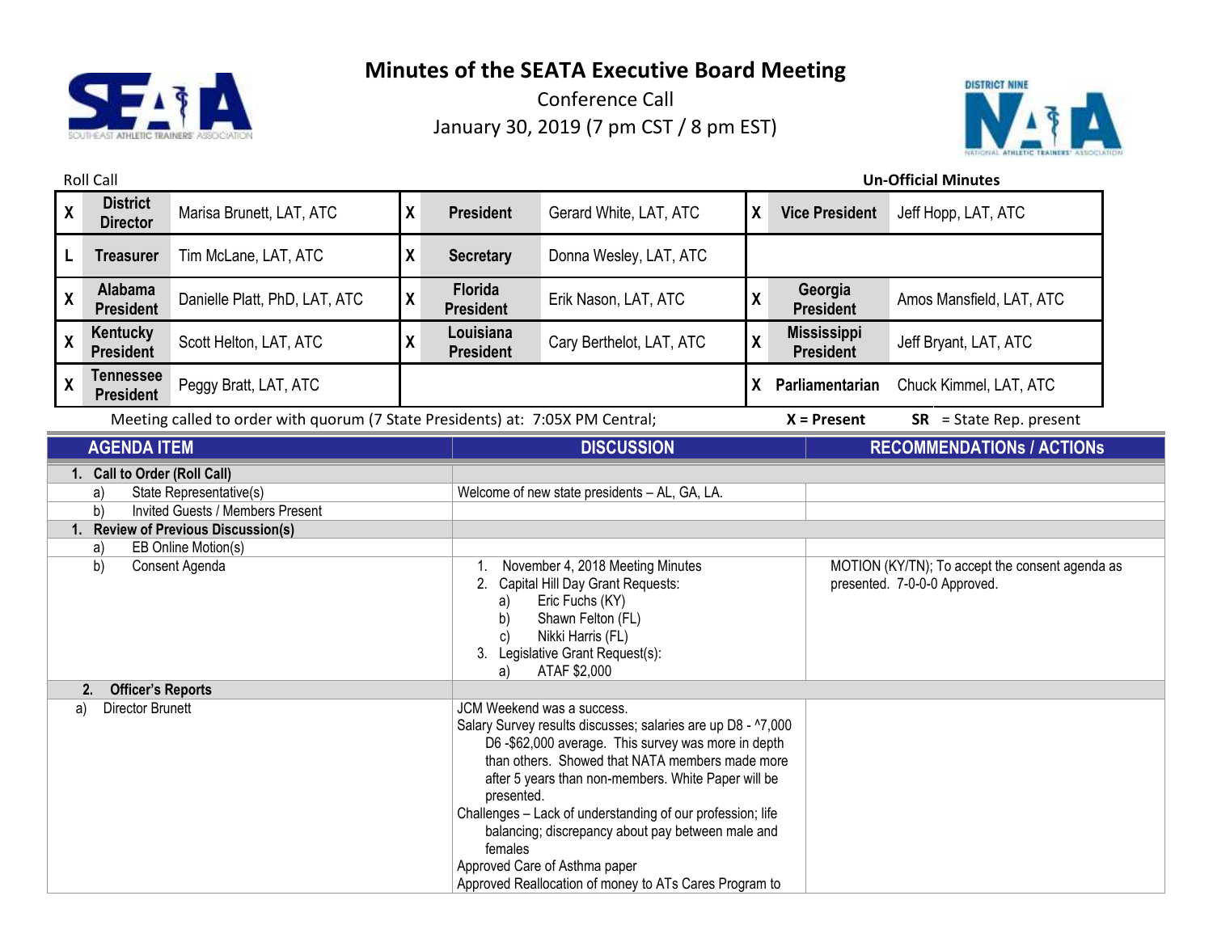# Minutes of the SEATA Executive Board Meeting

Conference Call

January 30, 2019 (7 pm CST / 8 pm EST)

Roll Call

**Un-Official Minutes**

| | | | | | | | | |
|---|---|---|---|---|---|---|---|---|
| X | **District Director** | Marisa Brunett, LAT, ATC | X | **President** | Gerard White, LAT, ATC | X | **Vice President** | Jeff Hopp, LAT, ATC |
| L | **Treasurer** | Tim McLane, LAT, ATC | X | **Secretary** | Donna Wesley, LAT, ATC | | | |
| X | **Alabama President** | Danielle Platt, PhD, LAT, ATC | X | **Florida President** | Erik Nason, LAT, ATC | X | **Georgia President** | Amos Mansfield, LAT, ATC |
| X | **Kentucky President** | Scott Helton, LAT, ATC | X | **Louisiana President** | Cary Berthelot, LAT, ATC | X | **Mississippi President** | Jeff Bryant, LAT, ATC |
| X | **Tennessee President** | Peggy Bratt, LAT, ATC | | | | X | **Parliamentarian** | Chuck Kimmel, LAT, ATC |

Meeting called to order with quorum (7 State Presidents) at: 7:05X PM Central; **X** = Present **SR** = State Rep. present

| AGENDA ITEM | DISCUSSION | RECOMMENDATIONs / ACTIONs |
|---|---|---|
| **1. Call to Order (Roll Call)** | | |
| a) State Representative(s) | Welcome of new state presidents – AL, GA, LA. | |
| b) Invited Guests / Members Present | | |
| **1. Review of Previous Discussion(s)** | | |
| a) EB Online Motion(s) | | |
| b) Consent Agenda | 1. November 4, 2018 Meeting Minutes<br>2. Capital Hill Day Grant Requests:<br>a) Eric Fuchs (KY)<br>b) Shawn Felton (FL)<br>c) Nikki Harris (FL)<br>3. Legislative Grant Request(s):<br>a) ATAF $2,000 | MOTION (KY/TN); To accept the consent agenda as presented. 7-0-0-0 Approved. |
| **2. Officer's Reports** | | |
| a) Director Brunett | JCM Weekend was a success.<br>Salary Survey results discusses; salaries are up D8 - ^7,000 D6 -$62,000 average. This survey was more in depth than others. Showed that NATA members made more after 5 years than non-members. White Paper will be presented.<br>Challenges – Lack of understanding of our profession; life balancing; discrepancy about pay between male and females<br>Approved Care of Asthma paper<br>Approved Reallocation of money to ATs Cares Program to | |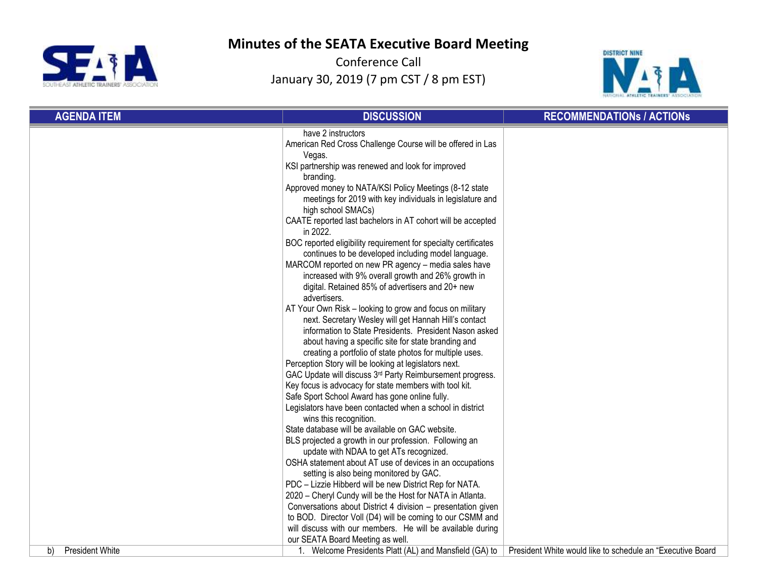# Minutes of the SEATA Executive Board Meeting

Conference Call

January 30, 2019 (7 pm CST / 8 pm EST)

| AGENDA ITEM | DISCUSSION | RECOMMENDATIONs / ACTIONs |
|---|---|---|
| | have 2 instructors<br>American Red Cross Challenge Course will be offered in Las Vegas.<br>KSI partnership was renewed and look for improved branding.<br>Approved money to NATA/KSI Policy Meetings (8-12 state meetings for 2019 with key individuals in legislature and high school SMACs)<br>CAATE reported last bachelors in AT cohort will be accepted in 2022.<br>BOC reported eligibility requirement for specialty certificates continues to be developed including model language.<br>MARCOM reported on new PR agency – media sales have increased with 9% overall growth and 26% growth in digital. Retained 85% of advertisers and 20+ new advertisers.<br>AT Your Own Risk – looking to grow and focus on military next. Secretary Wesley will get Hannah Hill's contact information to State Presidents. President Nason asked about having a specific site for state branding and creating a portfolio of state photos for multiple uses.<br>Perception Story will be looking at legislators next.<br>GAC Update will discuss 3rd Party Reimbursement progress.<br>Key focus is advocacy for state members with tool kit.<br>Safe Sport School Award has gone online fully.<br>Legislators have been contacted when a school in district wins this recognition.<br>State database will be available on GAC website.<br>BLS projected a growth in our profession. Following an update with NDAA to get ATs recognized.<br>OSHA statement about AT use of devices in an occupations setting is also being monitored by GAC.<br>PDC – Lizzie Hibberd will be new District Rep for NATA.<br>2020 – Cheryl Cundy will be the Host for NATA in Atlanta.<br>Conversations about District 4 division – presentation given to BOD. Director Voll (D4) will be coming to our CSMM and will discuss with our members. He will be available during our SEATA Board Meeting as well. | |
| b) President White | 1. Welcome Presidents Platt (AL) and Mansfield (GA) to | President White would like to schedule an "Executive Board |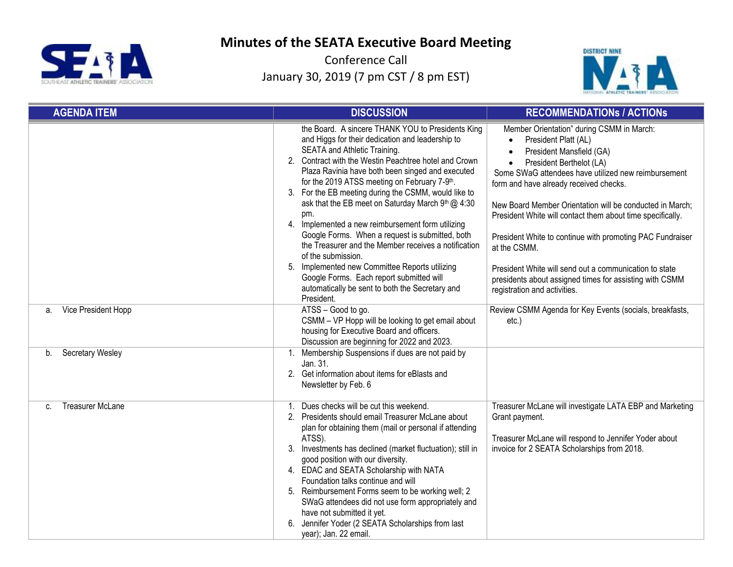# Minutes of the SEATA Executive Board Meeting

Conference Call

January 30, 2019 (7 pm CST / 8 pm EST)

| AGENDA ITEM | DISCUSSION | RECOMMENDATIONS / ACTIONs |
|---|---|---|
| | the Board. A sincere THANK YOU to Presidents King and Higgs for their dedication and leadership to SEATA and Athletic Training.<br>2. Contract with the Westin Peachtree hotel and Crown Plaza Ravinia have both been singed and executed for the 2019 ATSS meeting on February 7-9th.<br>3. For the EB meeting during the CSMM, would like to ask that the EB meet on Saturday March 9th @ 4:30 pm.<br>4. Implemented a new reimbursement form utilizing Google Forms. When a request is submitted, both the Treasurer and the Member receives a notification of the submission.<br>5. Implemented new Committee Reports utilizing Google Forms. Each report submitted will automatically be sent to both the Secretary and President. | Member Orientation" during CSMM in March:<br>• President Platt (AL)<br>• President Mansfield (GA)<br>• President Berthelot (LA)<br>Some SWaG attendees have utilized new reimbursement form and have already received checks.<br><br>New Board Member Orientation will be conducted in March; President White will contact them about time specifically.<br><br>President White to continue with promoting PAC Fundraiser at the CSMM.<br><br>President White will send out a communication to state presidents about assigned times for assisting with CSMM registration and activities. |
| a. Vice President Hopp | ATSS – Good to go.<br>CSMM – VP Hopp will be looking to get email about housing for Executive Board and officers.<br>Discussion are beginning for 2022 and 2023. | Review CSMM Agenda for Key Events (socials, breakfasts, etc.) |
| b. Secretary Wesley | 1. Membership Suspensions if dues are not paid by Jan. 31.<br>2. Get information about items for eBlasts and Newsletter by Feb. 6 | |
| c. Treasurer McLane | 1. Dues checks will be cut this weekend.<br>2. Presidents should email Treasurer McLane about plan for obtaining them (mail or personal if attending ATSS).<br>3. Investments has declined (market fluctuation); still in good position with our diversity.<br>4. EDAC and SEATA Scholarship with NATA Foundation talks continue and will<br>5. Reimbursement Forms seem to be working well; 2 SWaG attendees did not use form appropriately and have not submitted it yet.<br>6. Jennifer Yoder (2 SEATA Scholarships from last year); Jan. 22 email. | Treasurer McLane will investigate LATA EBP and Marketing Grant payment.<br><br>Treasurer McLane will respond to Jennifer Yoder about invoice for 2 SEATA Scholarships from 2018. |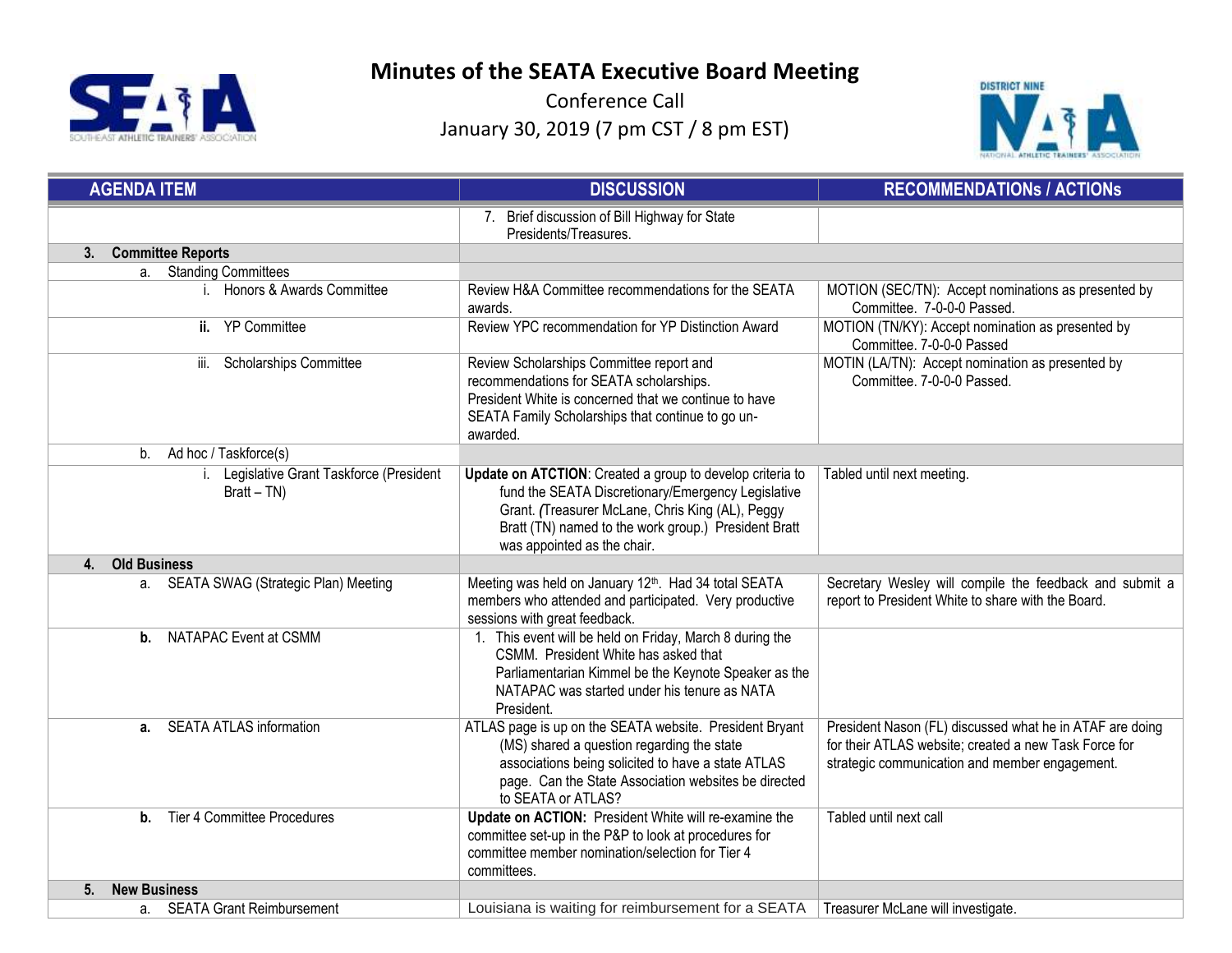# Minutes of the SEATA Executive Board Meeting

Conference Call

January 30, 2019 (7 pm CST / 8 pm EST)

| AGENDA ITEM | DISCUSSION | RECOMMENDATIONs / ACTIONs |
|---|---|---|
| | 7. Brief discussion of Bill Highway for State Presidents/Treasures. | |
| **3. Committee Reports** | | |
| a. Standing Committees | | |
| i. Honors & Awards Committee | Review H&A Committee recommendations for the SEATA awards. | MOTION (SEC/TN): Accept nominations as presented by Committee. 7-0-0-0 Passed. |
| **ii.** YP Committee | Review YPC recommendation for YP Distinction Award | MOTION (TN/KY): Accept nomination as presented by Committee. 7-0-0-0 Passed |
| iii. Scholarships Committee | Review Scholarships Committee report and recommendations for SEATA scholarships. President White is concerned that we continue to have SEATA Family Scholarships that continue to go un-awarded. | MOTIN (LA/TN): Accept nomination as presented by Committee. 7-0-0-0 Passed. |
| b. Ad hoc / Taskforce(s) | | |
| i. Legislative Grant Taskforce (President Bratt – TN) | **Update on ATCTION**: Created a group to develop criteria to fund the SEATA Discretionary/Emergency Legislative Grant. *(*Treasurer McLane, Chris King (AL), Peggy Bratt (TN) named to the work group.) President Bratt was appointed as the chair. | Tabled until next meeting. |
| **4. Old Business** | | |
| a. SEATA SWAG (Strategic Plan) Meeting | Meeting was held on January 12th. Had 34 total SEATA members who attended and participated. Very productive sessions with great feedback. | Secretary Wesley will compile the feedback and submit a report to President White to share with the Board. |
| **b.** NATAPAC Event at CSMM | 1. This event will be held on Friday, March 8 during the CSMM. President White has asked that Parliamentarian Kimmel be the Keynote Speaker as the NATAPAC was started under his tenure as NATA President. | |
| **a.** SEATA ATLAS information | ATLAS page is up on the SEATA website. President Bryant (MS) shared a question regarding the state associations being solicited to have a state ATLAS page. Can the State Association websites be directed to SEATA or ATLAS? | President Nason (FL) discussed what he in ATAF are doing for their ATLAS website; created a new Task Force for strategic communication and member engagement. |
| **b.** Tier 4 Committee Procedures | **Update on ACTION:** President White will re-examine the committee set-up in the P&P to look at procedures for committee member nomination/selection for Tier 4 committees. | Tabled until next call |
| **5. New Business** | | |
| a. SEATA Grant Reimbursement | Louisiana is waiting for reimbursement for a SEATA | Treasurer McLane will investigate. |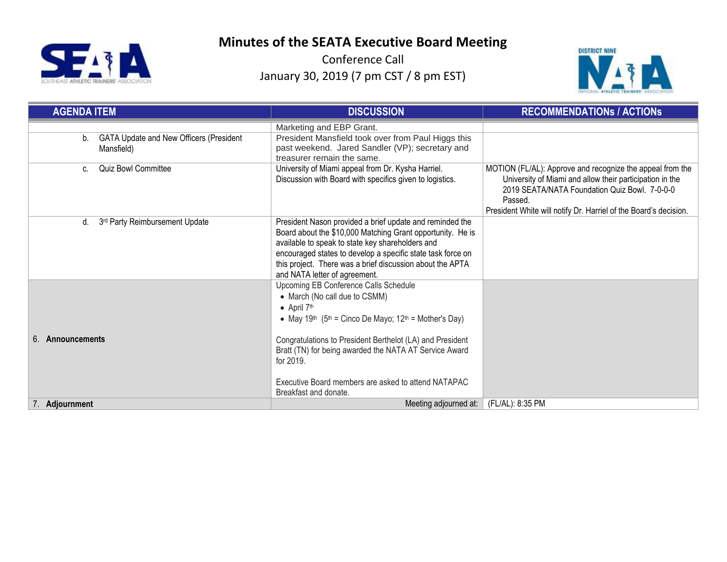# Minutes of the SEATA Executive Board Meeting

Conference Call

January 30, 2019 (7 pm CST / 8 pm EST)

| AGENDA ITEM | DISCUSSION | RECOMMENDATIONs / ACTIONs |
|---|---|---|
| | Marketing and EBP Grant. | |
| b. GATA Update and New Officers (President Mansfield) | President Mansfield took over from Paul Higgs this past weekend. Jared Sandler (VP); secretary and treasurer remain the same. | |
| c. Quiz Bowl Committee | University of Miami appeal from Dr. Kysha Harriel. Discussion with Board with specifics given to logistics. | MOTION (FL/AL): Approve and recognize the appeal from the University of Miami and allow their participation in the 2019 SEATA/NATA Foundation Quiz Bowl. 7-0-0-0 Passed. President White will notify Dr. Harriel of the Board's decision. |
| d. 3rd Party Reimbursement Update | President Nason provided a brief update and reminded the Board about the $10,000 Matching Grant opportunity. He is available to speak to state key shareholders and encouraged states to develop a specific state task force on this project. There was a brief discussion about the APTA and NATA letter of agreement. | |
| 6. **Announcements** | Upcoming EB Conference Calls Schedule<br>• March (No call due to CSMM)<br>• April 7th<br>• May 19th (5th = Cinco De Mayo; 12th = Mother's Day)<br><br>Congratulations to President Berthelot (LA) and President Bratt (TN) for being awarded the NATA AT Service Award for 2019.<br><br>Executive Board members are asked to attend NATAPAC Breakfast and donate. | |
| 7. **Adjournment** | Meeting adjourned at: | (FL/AL): 8:35 PM |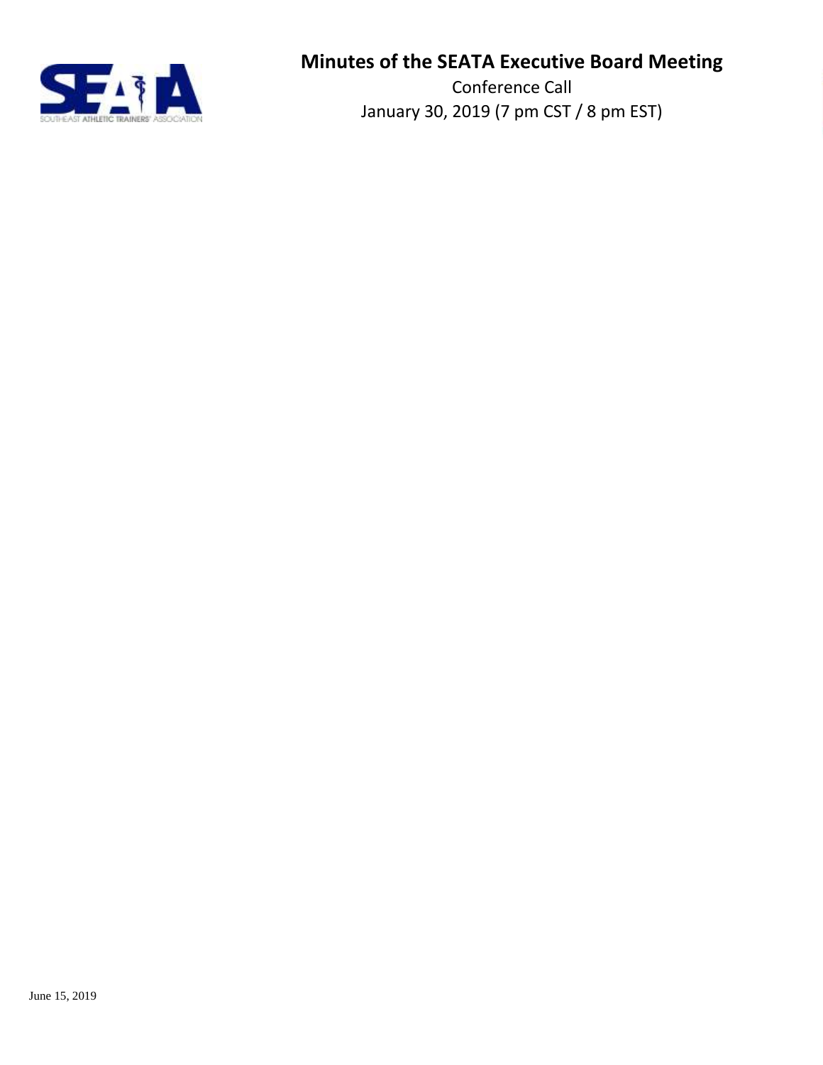# Minutes of the SEATA Executive Board Meeting

Conference Call

January 30, 2019 (7 pm CST / 8 pm EST)

June 15, 2019